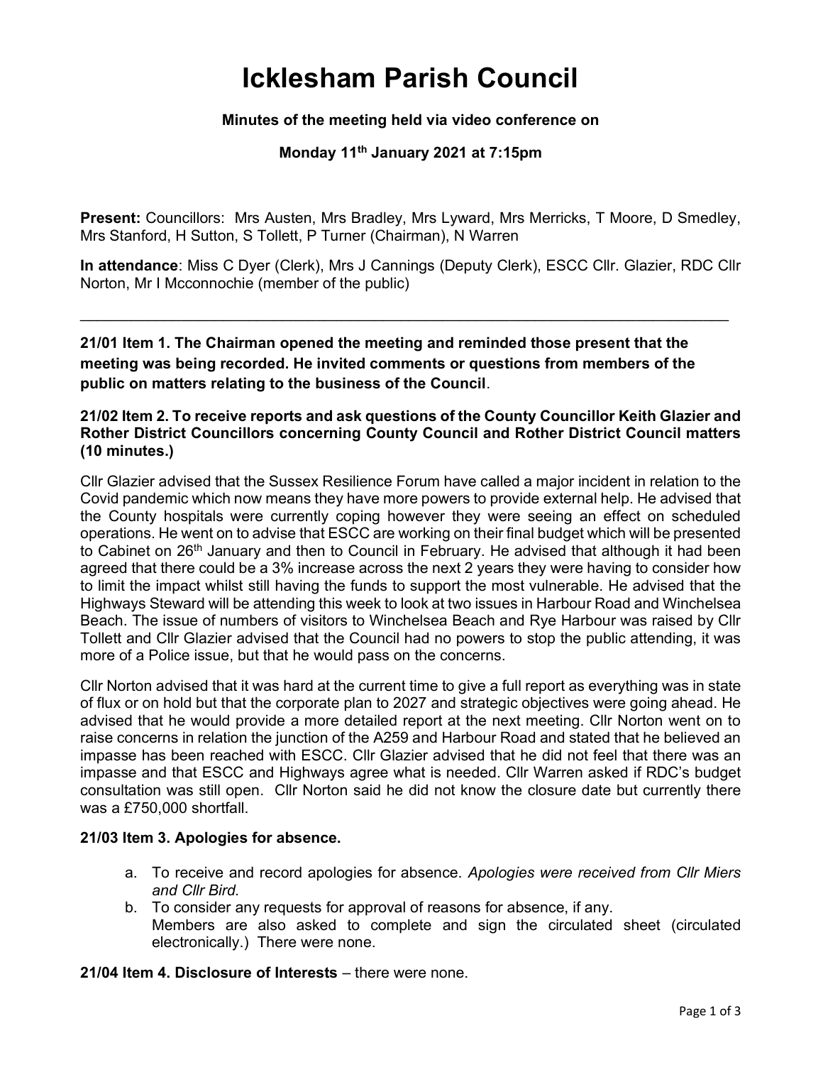# Icklesham Parish Council

**Minutes of the meeting held via video conference on**

**Monday 11th January 2021 at 7:15pm**

**Present:** Councillors: Mrs Austen, Mrs Bradley, Mrs Lyward, Mrs Merricks, T Moore, D Smedley, Mrs Stanford, H Sutton, S Tollett, P Turner (Chairman), N Warren

**In attendance**: Miss C Dyer (Clerk), Mrs J Cannings (Deputy Clerk), ESCC Cllr. Glazier, RDC Cllr Norton, Mr I Mcconnochie (member of the public)

---

**21/01 Item 1. The Chairman opened the meeting and reminded those present that the meeting was being recorded. He invited comments or questions from members of the public on matters relating to the business of the Council**.

**21/02 Item 2. To receive reports and ask questions of the County Councillor Keith Glazier and Rother District Councillors concerning County Council and Rother District Council matters (10 minutes.)**

Cllr Glazier advised that the Sussex Resilience Forum have called a major incident in relation to the Covid pandemic which now means they have more powers to provide external help. He advised that the County hospitals were currently coping however they were seeing an effect on scheduled operations. He went on to advise that ESCC are working on their final budget which will be presented to Cabinet on 26th January and then to Council in February. He advised that although it had been agreed that there could be a 3% increase across the next 2 years they were having to consider how to limit the impact whilst still having the funds to support the most vulnerable. He advised that the Highways Steward will be attending this week to look at two issues in Harbour Road and Winchelsea Beach. The issue of numbers of visitors to Winchelsea Beach and Rye Harbour was raised by Cllr Tollett and Cllr Glazier advised that the Council had no powers to stop the public attending, it was more of a Police issue, but that he would pass on the concerns.

Cllr Norton advised that it was hard at the current time to give a full report as everything was in state of flux or on hold but that the corporate plan to 2027 and strategic objectives were going ahead. He advised that he would provide a more detailed report at the next meeting. Cllr Norton went on to raise concerns in relation the junction of the A259 and Harbour Road and stated that he believed an impasse has been reached with ESCC. Cllr Glazier advised that he did not feel that there was an impasse and that ESCC and Highways agree what is needed. Cllr Warren asked if RDC's budget consultation was still open. Cllr Norton said he did not know the closure date but currently there was a £750,000 shortfall.

**21/03 Item 3. Apologies for absence.**

a. To receive and record apologies for absence. *Apologies were received from Cllr Miers and Cllr Bird.*
b. To consider any requests for approval of reasons for absence, if any.
   Members are also asked to complete and sign the circulated sheet (circulated electronically.) There were none.

**21/04 Item 4. Disclosure of Interests** – there were none.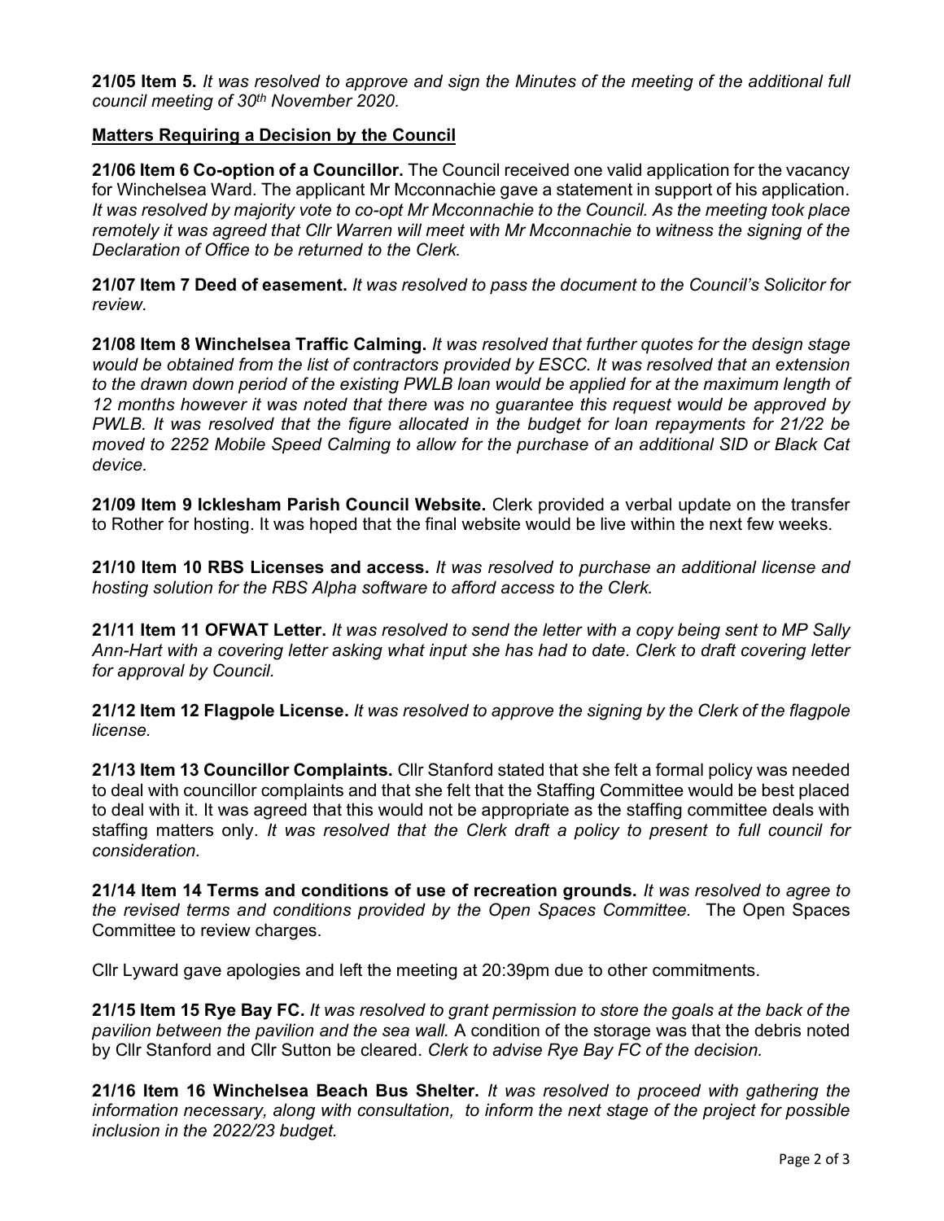**21/05 Item 5.** *It was resolved to approve and sign the Minutes of the meeting of the additional full council meeting of 30th November 2020.*

**Matters Requiring a Decision by the Council**

**21/06 Item 6 Co-option of a Councillor.** The Council received one valid application for the vacancy for Winchelsea Ward. The applicant Mr Mcconnachie gave a statement in support of his application. *It was resolved by majority vote to co-opt Mr Mcconnachie to the Council. As the meeting took place remotely it was agreed that Cllr Warren will meet with Mr Mcconnachie to witness the signing of the Declaration of Office to be returned to the Clerk.*

**21/07 Item 7 Deed of easement.** *It was resolved to pass the document to the Council's Solicitor for review.*

**21/08 Item 8 Winchelsea Traffic Calming.** *It was resolved that further quotes for the design stage would be obtained from the list of contractors provided by ESCC. It was resolved that an extension to the drawn down period of the existing PWLB loan would be applied for at the maximum length of 12 months however it was noted that there was no guarantee this request would be approved by PWLB. It was resolved that the figure allocated in the budget for loan repayments for 21/22 be moved to 2252 Mobile Speed Calming to allow for the purchase of an additional SID or Black Cat device.*

**21/09 Item 9 Icklesham Parish Council Website.** Clerk provided a verbal update on the transfer to Rother for hosting. It was hoped that the final website would be live within the next few weeks.

**21/10 Item 10 RBS Licenses and access.** *It was resolved to purchase an additional license and hosting solution for the RBS Alpha software to afford access to the Clerk.*

**21/11 Item 11 OFWAT Letter.** *It was resolved to send the letter with a copy being sent to MP Sally Ann-Hart with a covering letter asking what input she has had to date. Clerk to draft covering letter for approval by Council.*

**21/12 Item 12 Flagpole License.** *It was resolved to approve the signing by the Clerk of the flagpole license.*

**21/13 Item 13 Councillor Complaints.** Cllr Stanford stated that she felt a formal policy was needed to deal with councillor complaints and that she felt that the Staffing Committee would be best placed to deal with it. It was agreed that this would not be appropriate as the staffing committee deals with staffing matters only. *It was resolved that the Clerk draft a policy to present to full council for consideration.*

**21/14 Item 14 Terms and conditions of use of recreation grounds.** *It was resolved to agree to the revised terms and conditions provided by the Open Spaces Committee.* The Open Spaces Committee to review charges.

Cllr Lyward gave apologies and left the meeting at 20:39pm due to other commitments.

**21/15 Item 15 Rye Bay FC.** *It was resolved to grant permission to store the goals at the back of the pavilion between the pavilion and the sea wall.* A condition of the storage was that the debris noted by Cllr Stanford and Cllr Sutton be cleared. *Clerk to advise Rye Bay FC of the decision.*

**21/16 Item 16 Winchelsea Beach Bus Shelter.** *It was resolved to proceed with gathering the information necessary, along with consultation, to inform the next stage of the project for possible inclusion in the 2022/23 budget.*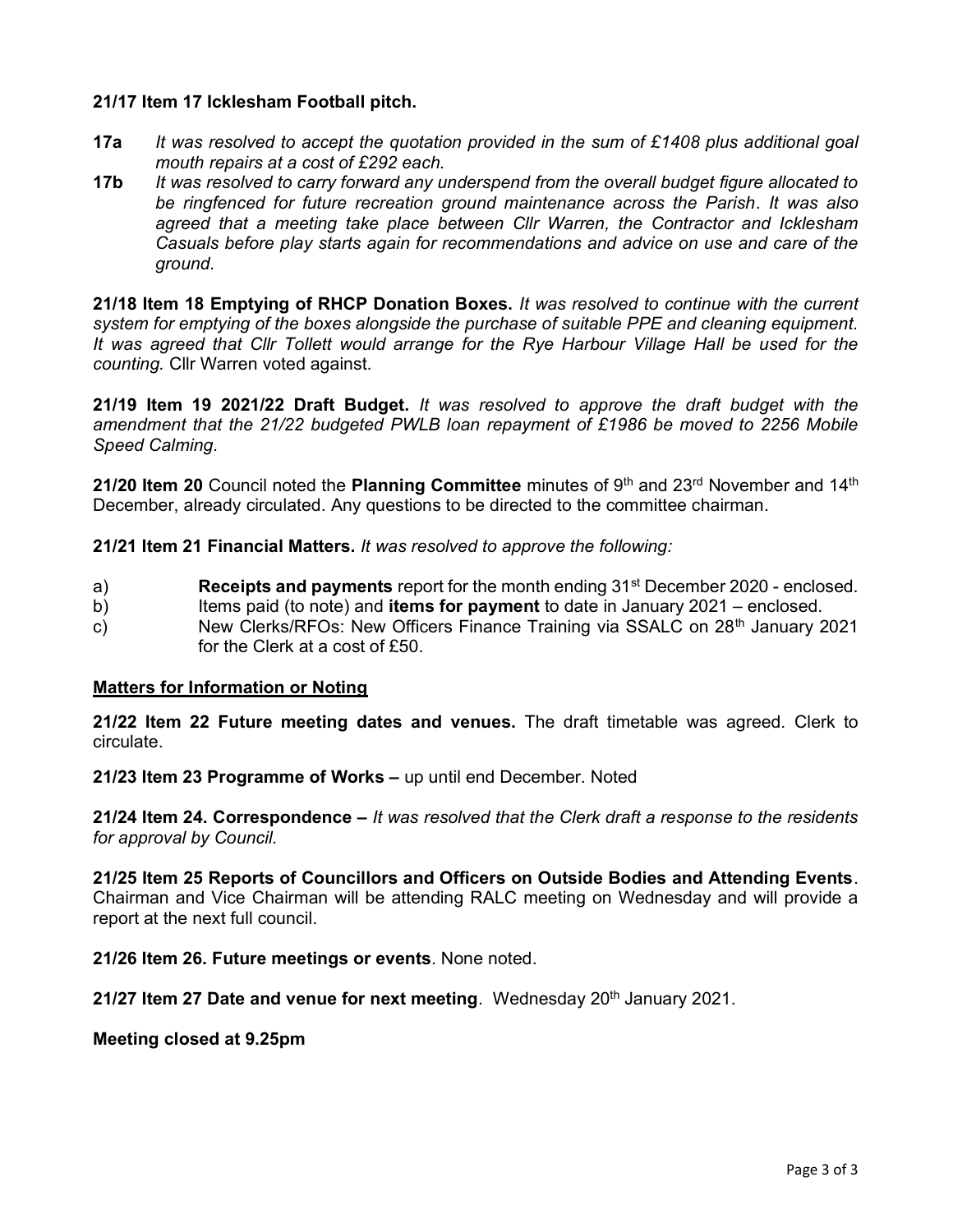**21/17 Item 17 Icklesham Football pitch.**

**17a** *It was resolved to accept the quotation provided in the sum of £1408 plus additional goal mouth repairs at a cost of £292 each.*

**17b** *It was resolved to carry forward any underspend from the overall budget figure allocated to be ringfenced for future recreation ground maintenance across the Parish. It was also agreed that a meeting take place between Cllr Warren, the Contractor and Icklesham Casuals before play starts again for recommendations and advice on use and care of the ground.*

**21/18 Item 18 Emptying of RHCP Donation Boxes.** *It was resolved to continue with the current system for emptying of the boxes alongside the purchase of suitable PPE and cleaning equipment. It was agreed that Cllr Tollett would arrange for the Rye Harbour Village Hall be used for the counting.* Cllr Warren voted against.

**21/19 Item 19 2021/22 Draft Budget.** *It was resolved to approve the draft budget with the amendment that the 21/22 budgeted PWLB loan repayment of £1986 be moved to 2256 Mobile Speed Calming.*

**21/20 Item 20** Council noted the **Planning Committee** minutes of 9th and 23rd November and 14th December, already circulated. Any questions to be directed to the committee chairman.

**21/21 Item 21 Financial Matters.** *It was resolved to approve the following:*

a) **Receipts and payments** report for the month ending 31st December 2020 - enclosed.

b) Items paid (to note) and **items for payment** to date in January 2021 – enclosed.

c) New Clerks/RFOs: New Officers Finance Training via SSALC on 28th January 2021 for the Clerk at a cost of £50.

**Matters for Information or Noting**

**21/22 Item 22 Future meeting dates and venues.** The draft timetable was agreed. Clerk to circulate.

**21/23 Item 23 Programme of Works –** up until end December. Noted

**21/24 Item 24. Correspondence –** *It was resolved that the Clerk draft a response to the residents for approval by Council.*

**21/25 Item 25 Reports of Councillors and Officers on Outside Bodies and Attending Events**. Chairman and Vice Chairman will be attending RALC meeting on Wednesday and will provide a report at the next full council.

**21/26 Item 26. Future meetings or events**. None noted.

**21/27 Item 27 Date and venue for next meeting**. Wednesday 20th January 2021.

**Meeting closed at 9.25pm**